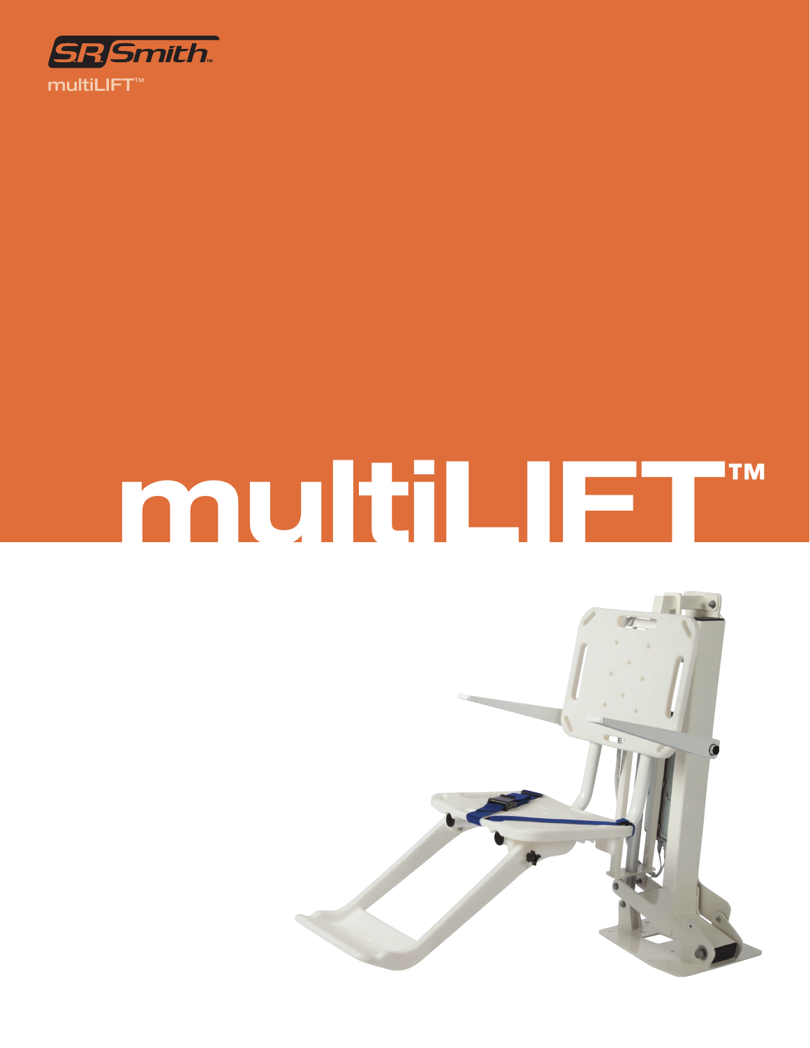S.R.Smith

multiLIFT™

# multiLIFT™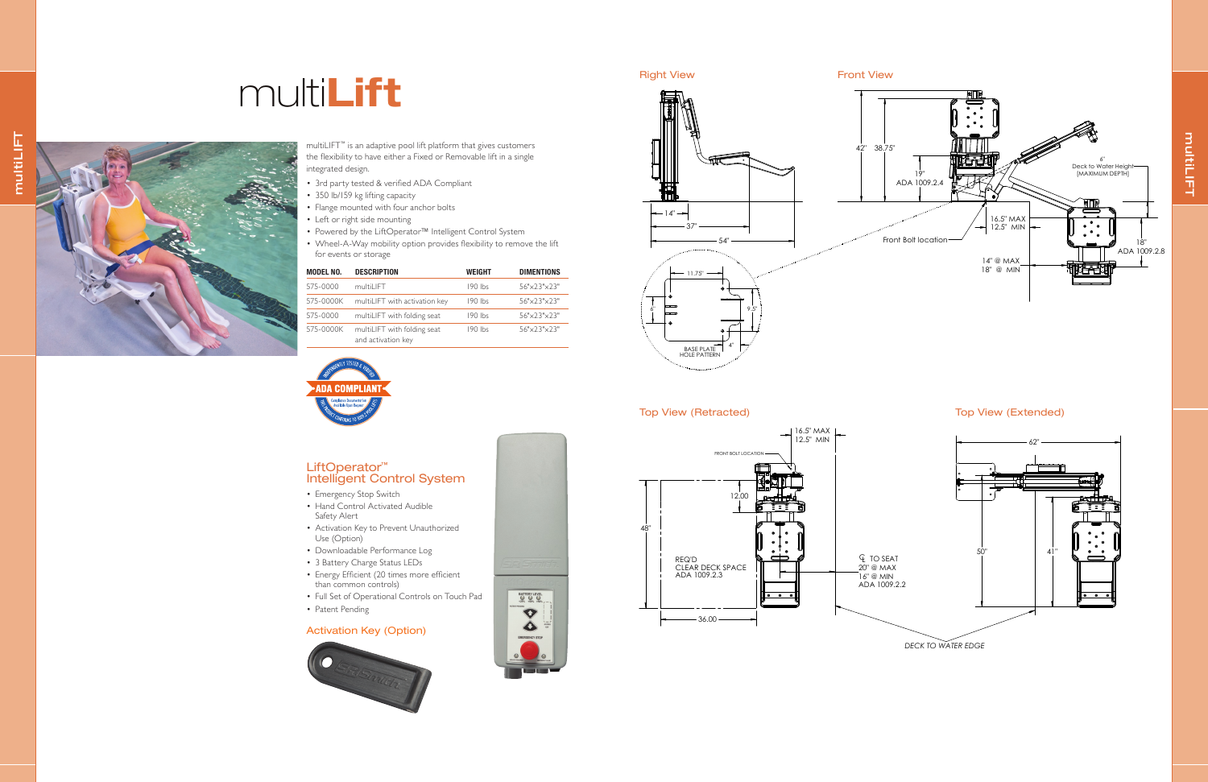# multi**Lift**

multiLIFT™ is an adaptive pool lift platform that gives customers the flexibility to have either a Fixed or Removable lift in a single integrated design.

- 3rd party tested & verified ADA Compliant
- 350 lb/159 kg lifting capacity
- Flange mounted with four anchor bolts
- Left or right side mounting
- Powered by the LiftOperator™ Intelligent Control System
- Wheel-A-Way mobility option provides flexibility to remove the lift for events or storage

| MODEL NO. | DESCRIPTION | WEIGHT | DIMENTIONS |
|---|---|---|---|
| 575-0000 | multiLIFT | 190 lbs | 56"x23"x23" |
| 575-0000K | multiLIFT with activation key | 190 lbs | 56"x23"x23" |
| 575-0000 | multiLIFT with folding seat | 190 lbs | 56"x23"x23" |
| 575-0000K | multiLIFT with folding seat and activation key | 190 lbs | 56"x23"x23" |

INDEPENDENTLY TESTED & VERIFIED
ADA COMPLIANT
Compliance Documents for Architectural Barriers
THIS PRODUCT CONFORMS TO 2010 STANDARDS

## LiftOperator™ Intelligent Control System

- Emergency Stop Switch
- Hand Control Activated Audible Safety Alert
- Activation Key to Prevent Unauthorized Use (Option)
- Downloadable Performance Log
- 3 Battery Charge Status LEDs
- Energy Efficient (20 times more efficient than common controls)
- Full Set of Operational Controls on Touch Pad
- Patent Pending

## Activation Key (Option)

Right View

14" 37" 54"

11.75" 6" 9.5" 4"

BASE PLATE HOLE PATTERN

Front View

42" 38.75"

19" ADA 1009.2.4

6" Deck to Water Height (MAXIMUM DEPTH)

Front Bolt location

16.5" MAX 12.5" MIN

14" @ MAX 18" @ MIN

18" ADA 1009.2.8

Top View (Retracted)

16.5" MAX 12.5" MIN

FRONT BOLT LOCATION

12.00

48"

REQ'D CLEAR DECK SPACE ADA 1009.2.3

36.00

℄ TO SEAT 20" @ MAX 16" @ MIN ADA 1009.2.2

DECK TO WATER EDGE

Top View (Extended)

62"

50" 41"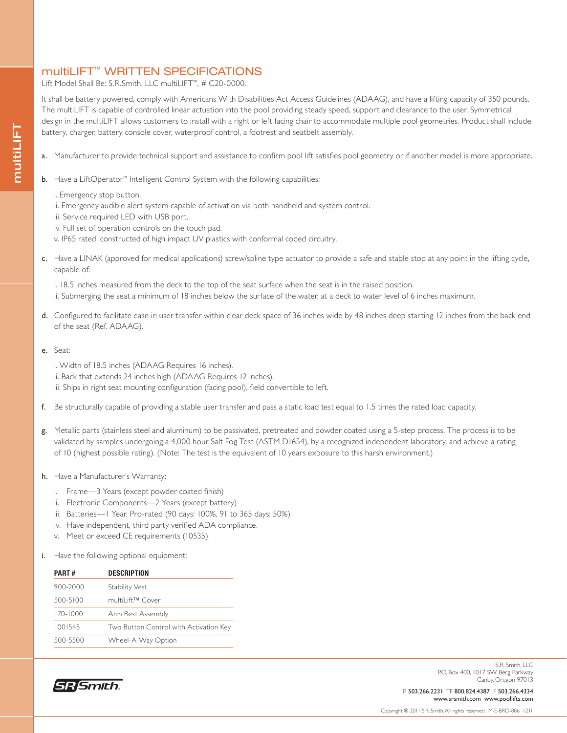## multiLIFT™ WRITTEN SPECIFICATIONS

Lift Model Shall Be: S.R.Smith, LLC multiLIFT™, # C20-0000.

It shall be battery powered, comply with Americans With Disabilities Act Access Guidelines (ADAAG), and have a lifting capacity of 350 pounds. The multiLIFT is capable of controlled linear actuation into the pool providing steady speed, support and clearance to the user. Symmetrical design in the multiLIFT allows customers to install with a right or left facing chair to accommodate multiple pool geometries. Product shall include battery, charger, battery console cover, waterproof control, a footrest and seatbelt assembly.

**a.** Manufacturer to provide technical support and assistance to confirm pool lift satisfies pool geometry or if another model is more appropriate.

**b.** Have a LiftOperator™ Intelligent Control System with the following capabilities:

i. Emergency stop button.
ii. Emergency audible alert system capable of activation via both handheld and system control.
iii. Service required LED with USB port.
iv. Full set of operation controls on the touch pad.
v. IP65 rated, constructed of high impact UV plastics with conformal coded circuitry.

**c.** Have a LINAK (approved for medical applications) screw/spline type actuator to provide a safe and stable stop at any point in the lifting cycle, capable of:

i. 18.5 inches measured from the deck to the top of the seat surface when the seat is in the raised position.
ii. Submerging the seat a minimum of 18 inches below the surface of the water, at a deck to water level of 6 inches maximum.

**d.** Configured to facilitate ease in user transfer within clear deck space of 36 inches wide by 48 inches deep starting 12 inches from the back end of the seat (Ref. ADAAG).

**e.** Seat:

i. Width of 18.5 inches (ADAAG Requires 16 inches).
ii. Back that extends 24 inches high (ADAAG Requires 12 inches).
iii. Ships in right seat mounting configuration (facing pool), field convertible to left.

**f.** Be structurally capable of providing a stable user transfer and pass a static load test equal to 1.5 times the rated load capacity.

**g.** Metallic parts (stainless steel and aluminum) to be passivated, pretreated and powder coated using a 5-step process. The process is to be validated by samples undergoing a 4,000 hour Salt Fog Test (ASTM D1654), by a recognized independent laboratory, and achieve a rating of 10 (highest possible rating). (Note: The test is the equivalent of 10 years exposure to this harsh environment.)

**h.** Have a Manufacturer's Warranty:

i. Frame—3 Years (except powder coated finish)
ii. Electronic Components—2 Years (except battery)
iii. Batteries—1 Year, Pro-rated (90 days: 100%, 91 to 365 days: 50%)
iv. Have independent, third party verified ADA compliance.
v. Meet or exceed CE requirements (10535).

**i.** Have the following optional equipment:

| PART # | DESCRIPTION |
|---|---|
| 900-2000 | Stability Vest |
| 500-5100 | multiLift™ Cover |
| 170-1000 | Arm Rest Assembly |
| 1001545 | Two Button Control with Activation Key |
| 500-5500 | Wheel-A-Way Option |

S.R. Smith, LLC
P.O. Box 400, 1017 SW Berg Parkway
Canby, Oregon 97013

P 503.266.2231 TF 800.824.4387 F 503.266.4334
www.srsmith.com www.poollifts.com

Copyright ® 2011 S.R. Smith. All rights reserved. M-E-BRO-886 1211